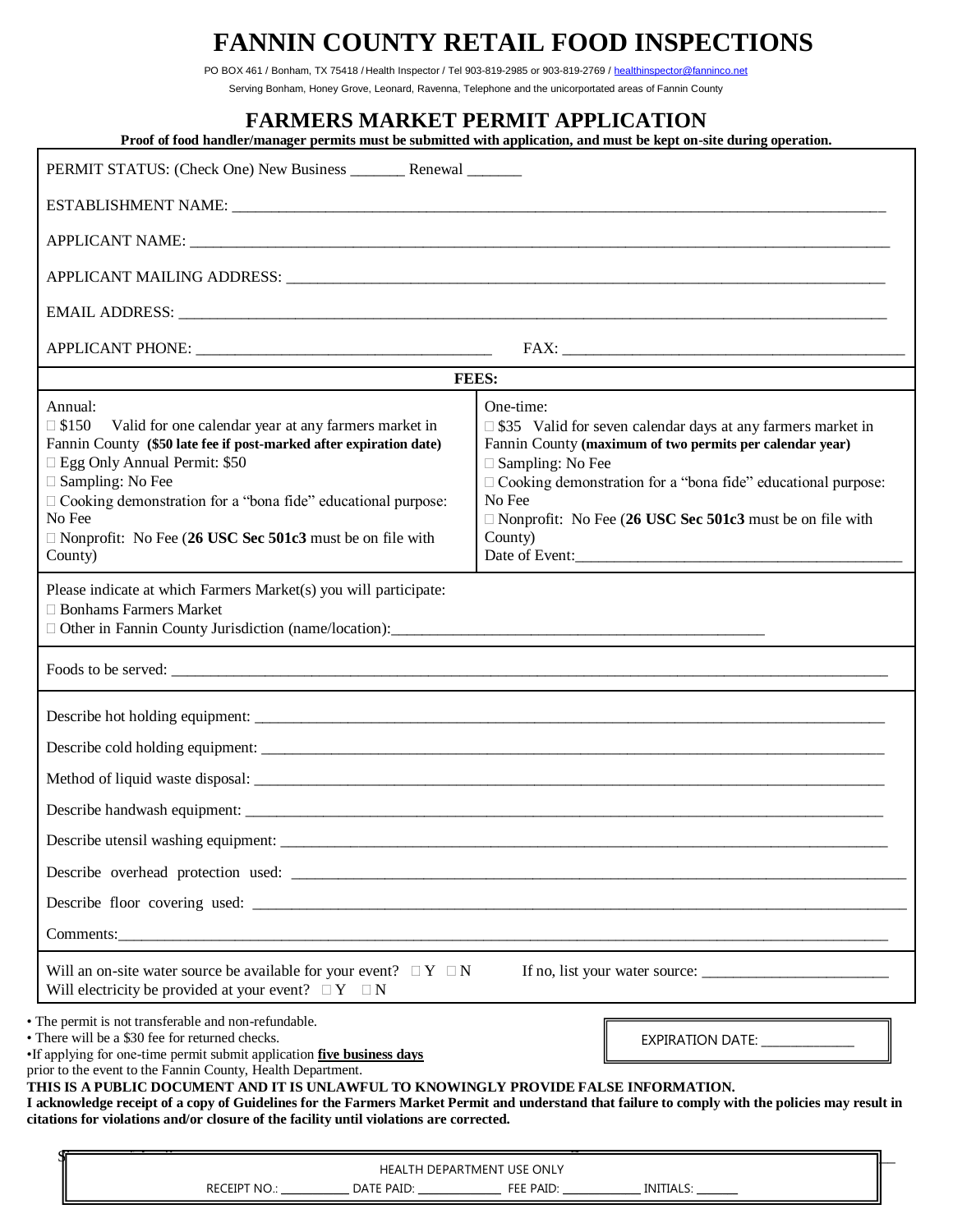# FANNIN COUNTY RETAIL FOOD INSPECTIONS

PO BOX 461 / Bonham, TX 75418 / Health Inspector / Tel 903-819-2985 or 903-819-2769 / healthinspector@fanninco.net

Serving Bonham, Honey Grove, Leonard, Ravenna, Telephone and the unicorportated areas of Fannin County

## FARMERS MARKET PERMIT APPLICATION

**Proof of food handler/manager permits must be submitted with application, and must be kept on-site during operation.**

PERMIT STATUS: (Check One) New Business _______ Renewal _______

ESTABLISHMENT NAME: ____________________________________________

APPLICANT NAME: ____________________________________________

APPLICANT MAILING ADDRESS: ____________________________________________

EMAIL ADDRESS: ____________________________________________

APPLICANT PHONE: ______________________ FAX: ______________________

**FEES:**

| Annual: | One-time: |
|---|---|
| ☐ $150 Valid for one calendar year at any farmers market in Fannin County **($50 late fee if post-marked after expiration date)** | ☐ $35 Valid for seven calendar days at any farmers market in Fannin County **(maximum of two permits per calendar year)** |
| ☐ Egg Only Annual Permit: $50 | ☐ Sampling: No Fee |
| ☐ Sampling: No Fee | ☐ Cooking demonstration for a "bona fide" educational purpose: No Fee |
| ☐ Cooking demonstration for a "bona fide" educational purpose: No Fee | ☐ Nonprofit: No Fee (**26 USC Sec 501c3** must be on file with County) |
| ☐ Nonprofit: No Fee (**26 USC Sec 501c3** must be on file with County) | Date of Event:______________________ |

Please indicate at which Farmers Market(s) you will participate:
☐ Bonhams Farmers Market
☐ Other in Fannin County Jurisdiction (name/location):______________________

Foods to be served: ____________________________________________

Describe hot holding equipment: ____________________________________________

Describe cold holding equipment: ____________________________________________

Method of liquid waste disposal: ____________________________________________

Describe handwash equipment: ____________________________________________

Describe utensil washing equipment: ____________________________________________

Describe overhead protection used: ____________________________________________

Describe floor covering used: ____________________________________________

Comments:____________________________________________

Will an on-site water source be available for your event? ☐ Y ☐ N If no, list your water source: ______________________
Will electricity be provided at your event? ☐ Y ☐ N

- The permit is not transferable and non-refundable.
- There will be a $30 fee for returned checks.
- If applying for one-time permit submit application **<u>five business days</u>** prior to the event to the Fannin County, Health Department.

EXPIRATION DATE: ______________

**THIS IS A PUBLIC DOCUMENT AND IT IS UNLAWFUL TO KNOWINGLY PROVIDE FALSE INFORMATION.**
**I acknowledge receipt of a copy of Guidelines for the Farmers Market Permit and understand that failure to comply with the policies may result in citations for violations and/or closure of the facility until violations are corrected.**

HEALTH DEPARTMENT USE ONLY

RECEIPT NO.: ___________ DATE PAID: ______________ FEE PAID: _____________ INITIALS: _______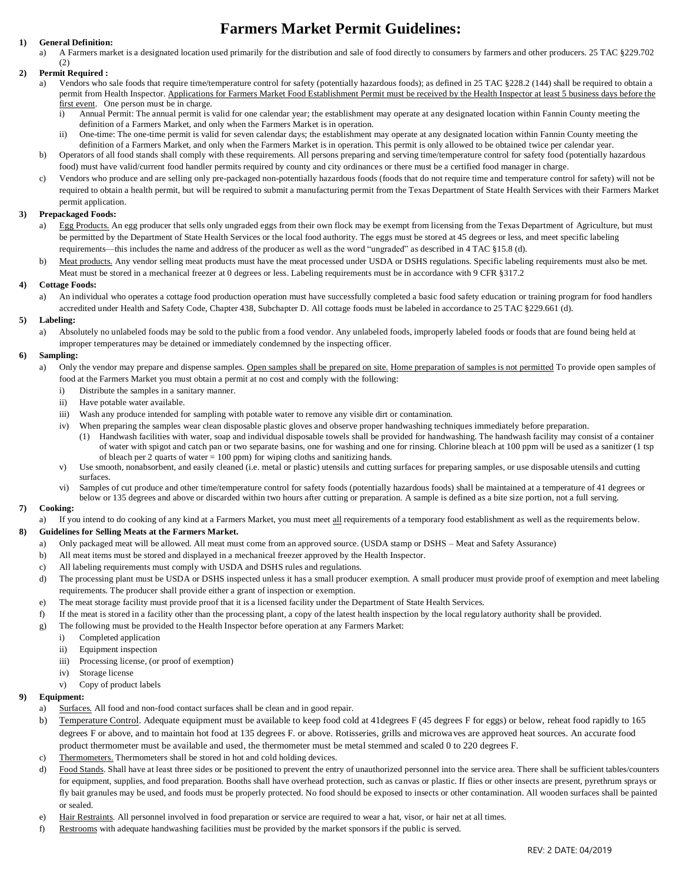# Farmers Market Permit Guidelines:

1) **General Definition:**
   a) A Farmers market is a designated location used primarily for the distribution and sale of food directly to consumers by farmers and other producers. 25 TAC §229.702 (2)

2) **Permit Required :**
   a) Vendors who sale foods that require time/temperature control for safety (potentially hazardous foods); as defined in 25 TAC §228.2 (144) shall be required to obtain a permit from Health Inspector. Applications for Farmers Market Food Establishment Permit must be received by the Health Inspector at least 5 business days before the first event. One person must be in charge.
      i) Annual Permit: The annual permit is valid for one calendar year; the establishment may operate at any designated location within Fannin County meeting the definition of a Farmers Market, and only when the Farmers Market is in operation.
      ii) One-time: The one-time permit is valid for seven calendar days; the establishment may operate at any designated location within Fannin County meeting the definition of a Farmers Market, and only when the Farmers Market is in operation. This permit is only allowed to be obtained twice per calendar year.
   b) Operators of all food stands shall comply with these requirements. All persons preparing and serving time/temperature control for safety food (potentially hazardous food) must have valid/current food handler permits required by county and city ordinances or there must be a certified food manager in charge.
   c) Vendors who produce and are selling only pre-packaged non-potentially hazardous foods (foods that do not require time and temperature control for safety) will not be required to obtain a health permit, but will be required to submit a manufacturing permit from the Texas Department of State Health Services with their Farmers Market permit application.

3) **Prepackaged Foods:**
   a) Egg Products. An egg producer that sells only ungraded eggs from their own flock may be exempt from licensing from the Texas Department of Agriculture, but must be permitted by the Department of State Health Services or the local food authority. The eggs must be stored at 45 degrees or less, and meet specific labeling requirements—this includes the name and address of the producer as well as the word "ungraded" as described in 4 TAC §15.8 (d).
   b) Meat products. Any vendor selling meat products must have the meat processed under USDA or DSHS regulations. Specific labeling requirements must also be met. Meat must be stored in a mechanical freezer at 0 degrees or less. Labeling requirements must be in accordance with 9 CFR §317.2

4) **Cottage Foods:**
   a) An individual who operates a cottage food production operation must have successfully completed a basic food safety education or training program for food handlers accredited under Health and Safety Code, Chapter 438, Subchapter D. All cottage foods must be labeled in accordance to 25 TAC §229.661 (d).

5) **Labeling:**
   a) Absolutely no unlabeled foods may be sold to the public from a food vendor. Any unlabeled foods, improperly labeled foods or foods that are found being held at improper temperatures may be detained or immediately condemned by the inspecting officer.

6) **Sampling:**
   a) Only the vendor may prepare and dispense samples. Open samples shall be prepared on site. Home preparation of samples is not permitted To provide open samples of food at the Farmers Market you must obtain a permit at no cost and comply with the following:
      i) Distribute the samples in a sanitary manner.
      ii) Have potable water available.
      iii) Wash any produce intended for sampling with potable water to remove any visible dirt or contamination.
      iv) When preparing the samples wear clean disposable plastic gloves and observe proper handwashing techniques immediately before preparation.
         (1) Handwash facilities with water, soap and individual disposable towels shall be provided for handwashing. The handwash facility may consist of a container of water with spigot and catch pan or two separate basins, one for washing and one for rinsing. Chlorine bleach at 100 ppm will be used as a sanitizer (1 tsp of bleach per 2 quarts of water = 100 ppm) for wiping cloths and sanitizing hands.
      v) Use smooth, nonabsorbent, and easily cleaned (i.e. metal or plastic) utensils and cutting surfaces for preparing samples, or use disposable utensils and cutting surfaces.
      vi) Samples of cut produce and other time/temperature control for safety foods (potentially hazardous foods) shall be maintained at a temperature of 41 degrees or below or 135 degrees and above or discarded within two hours after cutting or preparation. A sample is defined as a bite size portion, not a full serving.

7) **Cooking:**
   a) If you intend to do cooking of any kind at a Farmers Market, you must meet all requirements of a temporary food establishment as well as the requirements below.

8) **Guidelines for Selling Meats at the Farmers Market.**
   a) Only packaged meat will be allowed. All meat must come from an approved source. (USDA stamp or DSHS – Meat and Safety Assurance)
   b) All meat items must be stored and displayed in a mechanical freezer approved by the Health Inspector.
   c) All labeling requirements must comply with USDA and DSHS rules and regulations.
   d) The processing plant must be USDA or DSHS inspected unless it has a small producer exemption. A small producer must provide proof of exemption and meet labeling requirements. The producer shall provide either a grant of inspection or exemption.
   e) The meat storage facility must provide proof that it is a licensed facility under the Department of State Health Services.
   f) If the meat is stored in a facility other than the processing plant, a copy of the latest health inspection by the local regulatory authority shall be provided.
   g) The following must be provided to the Health Inspector before operation at any Farmers Market:
      i) Completed application
      ii) Equipment inspection
      iii) Processing license, (or proof of exemption)
      iv) Storage license
      v) Copy of product labels

9) **Equipment:**
   a) Surfaces. All food and non-food contact surfaces shall be clean and in good repair.
   b) Temperature Control. Adequate equipment must be available to keep food cold at 41degrees F (45 degrees F for eggs) or below, reheat food rapidly to 165 degrees F or above, and to maintain hot food at 135 degrees F. or above. Rotisseries, grills and microwaves are approved heat sources. An accurate food product thermometer must be available and used, the thermometer must be metal stemmed and scaled 0 to 220 degrees F.
   c) Thermometers. Thermometers shall be stored in hot and cold holding devices.
   d) Food Stands. Shall have at least three sides or be positioned to prevent the entry of unauthorized personnel into the service area. There shall be sufficient tables/counters for equipment, supplies, and food preparation. Booths shall have overhead protection, such as canvas or plastic. If flies or other insects are present, pyrethrum sprays or fly bait granules may be used, and foods must be properly protected. No food should be exposed to insects or other contamination. All wooden surfaces shall be painted or sealed.
   e) Hair Restraints. All personnel involved in food preparation or service are required to wear a hat, visor, or hair net at all times.
   f) Restrooms with adequate handwashing facilities must be provided by the market sponsors if the public is served.

REV: 2 DATE: 04/2019